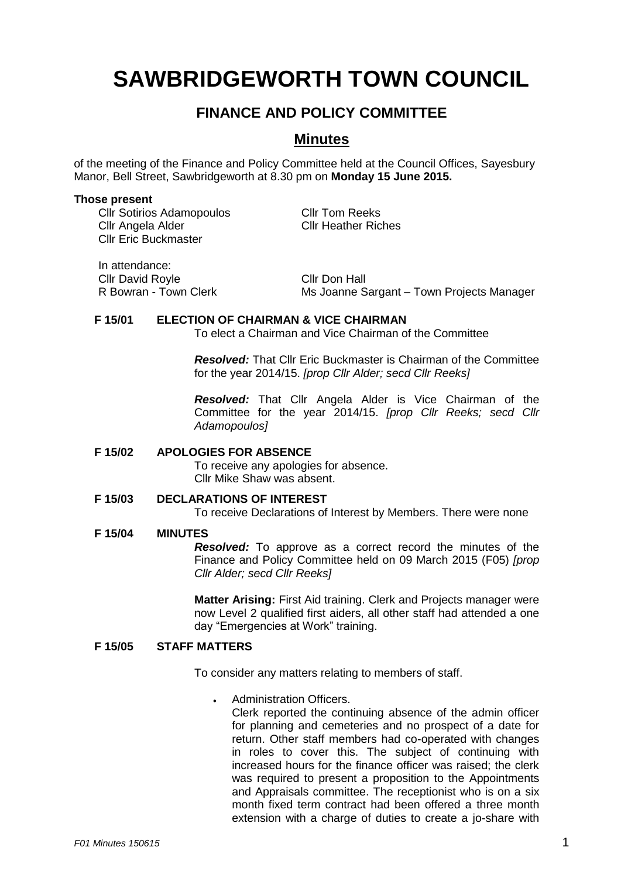# SAWBRIDGEWORTH TOWN COUNCIL

## FINANCE AND POLICY COMMITTEE

## Minutes

of the meeting of the Finance and Policy Committee held at the Council Offices, Sayesbury Manor, Bell Street, Sawbridgeworth at 8.30 pm on **Monday 15 June 2015.**

**Those present**

Cllr Sotirios Adamopoulos
Cllr Angela Alder
Cllr Eric Buckmaster
Cllr Tom Reeks
Cllr Heather Riches

In attendance:
Cllr David Royle
R Bowran - Town Clerk
Cllr Don Hall
Ms Joanne Sargant – Town Projects Manager

**F 15/01 ELECTION OF CHAIRMAN & VICE CHAIRMAN**

To elect a Chairman and Vice Chairman of the Committee

***Resolved:*** That Cllr Eric Buckmaster is Chairman of the Committee for the year 2014/15. *[prop Cllr Alder; secd Cllr Reeks]*

***Resolved:*** That Cllr Angela Alder is Vice Chairman of the Committee for the year 2014/15. *[prop Cllr Reeks; secd Cllr Adamopoulos]*

**F 15/02 APOLOGIES FOR ABSENCE**

To receive any apologies for absence.
Cllr Mike Shaw was absent.

**F 15/03 DECLARATIONS OF INTEREST**

To receive Declarations of Interest by Members. There were none

**F 15/04 MINUTES**

***Resolved:*** To approve as a correct record the minutes of the Finance and Policy Committee held on 09 March 2015 (F05) *[prop Cllr Alder; secd Cllr Reeks]*

**Matter Arising:** First Aid training. Clerk and Projects manager were now Level 2 qualified first aiders, all other staff had attended a one day "Emergencies at Work" training.

**F 15/05 STAFF MATTERS**

To consider any matters relating to members of staff.

- Administration Officers.
  Clerk reported the continuing absence of the admin officer for planning and cemeteries and no prospect of a date for return. Other staff members had co-operated with changes in roles to cover this. The subject of continuing with increased hours for the finance officer was raised; the clerk was required to present a proposition to the Appointments and Appraisals committee. The receptionist who is on a six month fixed term contract had been offered a three month extension with a charge of duties to create a jo-share with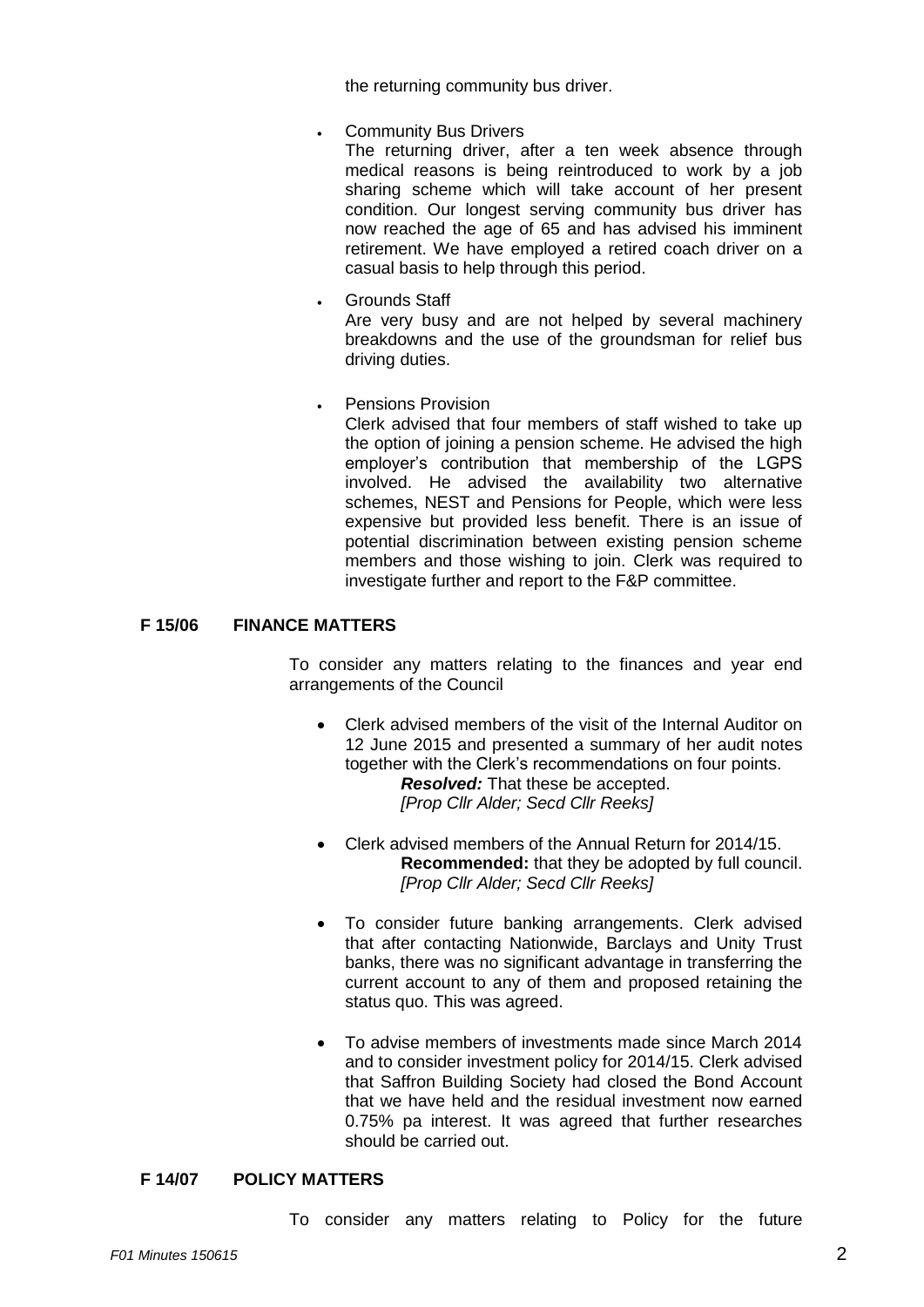the returning community bus driver.

- Community Bus Drivers
  The returning driver, after a ten week absence through medical reasons is being reintroduced to work by a job sharing scheme which will take account of her present condition. Our longest serving community bus driver has now reached the age of 65 and has advised his imminent retirement. We have employed a retired coach driver on a casual basis to help through this period.

- Grounds Staff
  Are very busy and are not helped by several machinery breakdowns and the use of the groundsman for relief bus driving duties.

- Pensions Provision
  Clerk advised that four members of staff wished to take up the option of joining a pension scheme. He advised the high employer's contribution that membership of the LGPS involved. He advised the availability two alternative schemes, NEST and Pensions for People, which were less expensive but provided less benefit. There is an issue of potential discrimination between existing pension scheme members and those wishing to join. Clerk was required to investigate further and report to the F&P committee.

## F 15/06 FINANCE MATTERS

To consider any matters relating to the finances and year end arrangements of the Council

- Clerk advised members of the visit of the Internal Auditor on 12 June 2015 and presented a summary of her audit notes together with the Clerk's recommendations on four points.
  ***Resolved:*** That these be accepted.
  *[Prop Cllr Alder; Secd Cllr Reeks]*

- Clerk advised members of the Annual Return for 2014/15.
  **Recommended:** that they be adopted by full council.
  *[Prop Cllr Alder; Secd Cllr Reeks]*

- To consider future banking arrangements. Clerk advised that after contacting Nationwide, Barclays and Unity Trust banks, there was no significant advantage in transferring the current account to any of them and proposed retaining the status quo. This was agreed.

- To advise members of investments made since March 2014 and to consider investment policy for 2014/15. Clerk advised that Saffron Building Society had closed the Bond Account that we have held and the residual investment now earned 0.75% pa interest. It was agreed that further researches should be carried out.

## F 14/07 POLICY MATTERS

To consider any matters relating to Policy for the future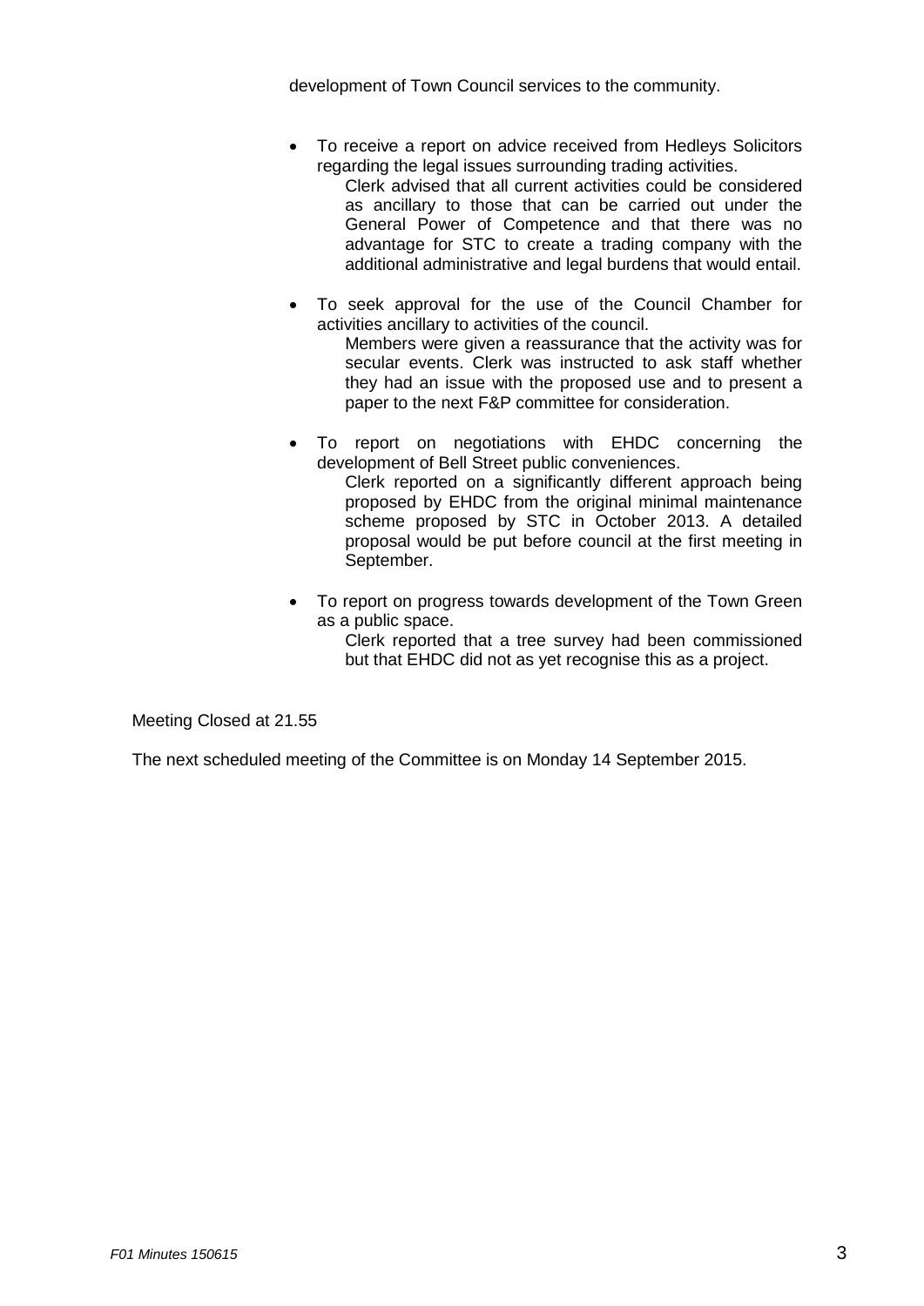development of Town Council services to the community.

- To receive a report on advice received from Hedleys Solicitors regarding the legal issues surrounding trading activities.
  Clerk advised that all current activities could be considered as ancillary to those that can be carried out under the General Power of Competence and that there was no advantage for STC to create a trading company with the additional administrative and legal burdens that would entail.

- To seek approval for the use of the Council Chamber for activities ancillary to activities of the council.
  Members were given a reassurance that the activity was for secular events. Clerk was instructed to ask staff whether they had an issue with the proposed use and to present a paper to the next F&P committee for consideration.

- To report on negotiations with EHDC concerning the development of Bell Street public conveniences.
  Clerk reported on a significantly different approach being proposed by EHDC from the original minimal maintenance scheme proposed by STC in October 2013. A detailed proposal would be put before council at the first meeting in September.

- To report on progress towards development of the Town Green as a public space.
  Clerk reported that a tree survey had been commissioned but that EHDC did not as yet recognise this as a project.

Meeting Closed at 21.55

The next scheduled meeting of the Committee is on Monday 14 September 2015.